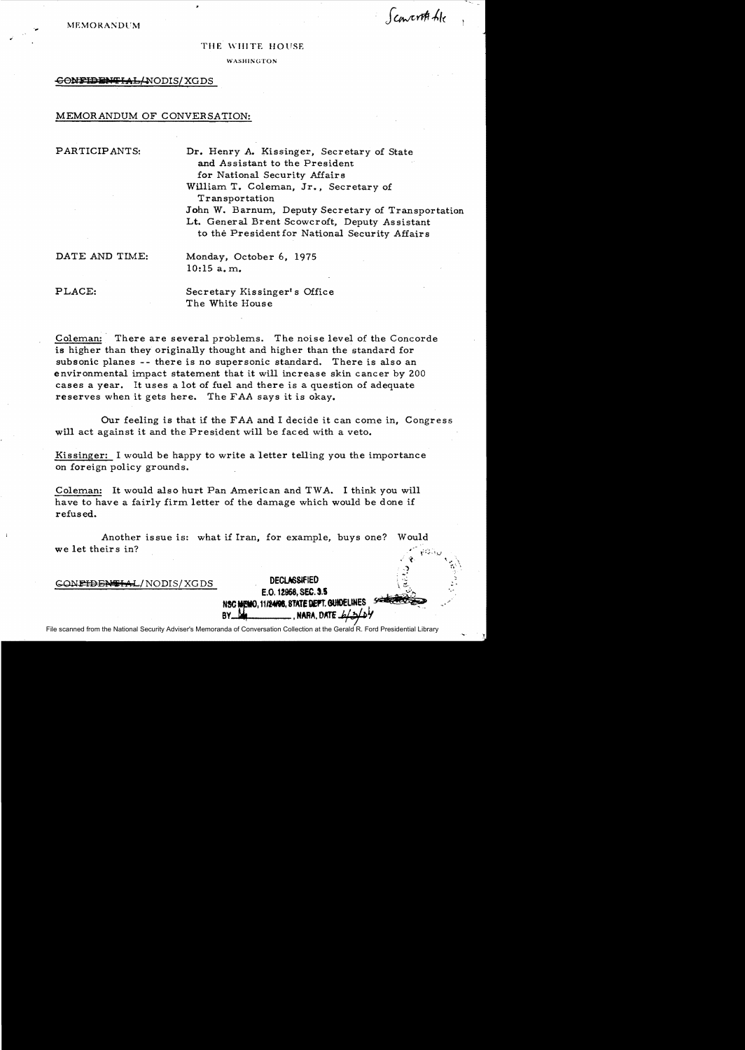MEMORANDUM

Scowcroft file

THE WHITE HOUSE

WASHINGTON

~~CONFIDENTIAL~~/NODIS/XGDS

MEMORANDUM OF CONVERSATION:

PARTICIPANTS: Dr. Henry A. Kissinger, Secretary of State and Assistant to the President for National Security Affairs
William T. Coleman, Jr., Secretary of Transportation
John W. Barnum, Deputy Secretary of Transportation
Lt. General Brent Scowcroft, Deputy Assistant to the President for National Security Affairs

DATE AND TIME: Monday, October 6, 1975
10:15 a.m.

PLACE: Secretary Kissinger's Office
The White House

Coleman: There are several problems. The noise level of the Concorde is higher than they originally thought and higher than the standard for subsonic planes -- there is no supersonic standard. There is also an environmental impact statement that it will increase skin cancer by 200 cases a year. It uses a lot of fuel and there is a question of adequate reserves when it gets here. The FAA says it is okay.

Our feeling is that if the FAA and I decide it can come in, Congress will act against it and the President will be faced with a veto.

Kissinger: I would be happy to write a letter telling you the importance on foreign policy grounds.

Coleman: It would also hurt Pan American and TWA. I think you will have to have a fairly firm letter of the damage which would be done if refused.

Another issue is: what if Iran, for example, buys one? Would we let theirs in?

~~CONFIDENTIAL~~/NODIS/XGDS

DECLASSIFIED
E.O. 12958, SEC. 3.5
NSC MEMO, 11/24/98, STATE DEPT. GUIDELINES
BY ___, NARA, DATE 6/3/04

File scanned from the National Security Adviser's Memoranda of Conversation Collection at the Gerald R. Ford Presidential Library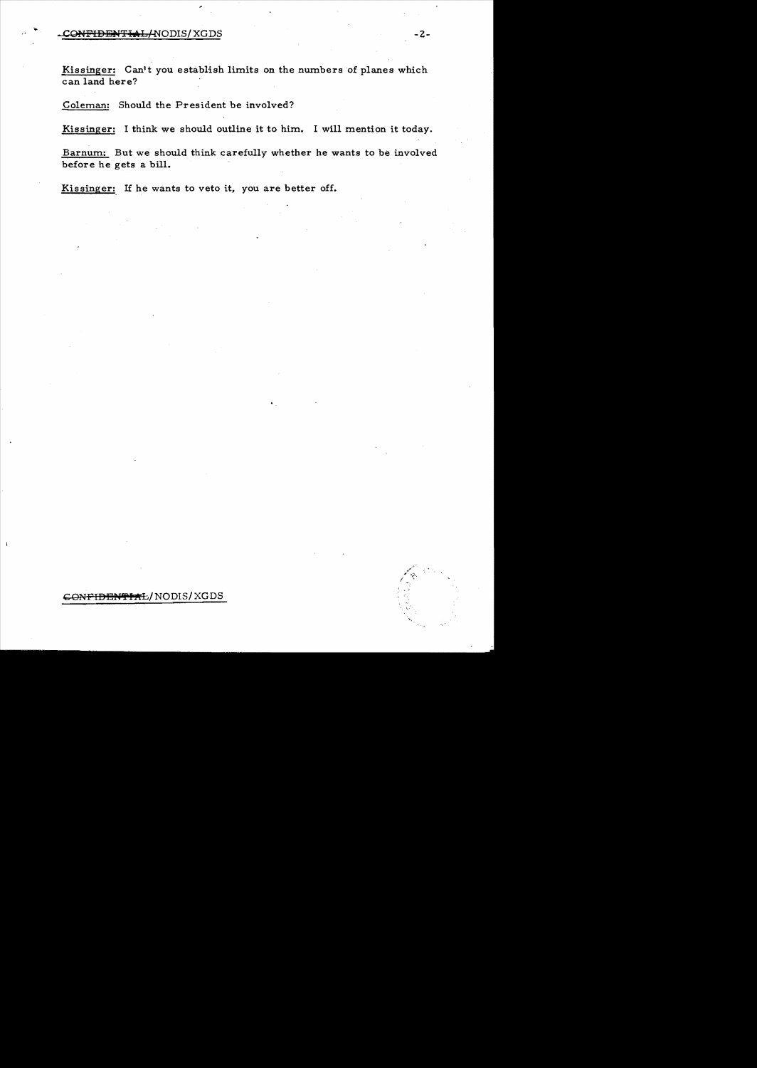**Kissinger:** Can't you establish limits on the numbers of planes which can land here?

**Coleman:** Should the President be involved?

**Kissinger:** I think we should outline it to him. I will mention it today.

**Barnum:** But we should think carefully whether he wants to be involved before he gets a bill.

**Kissinger:** If he wants to veto it, you are better off.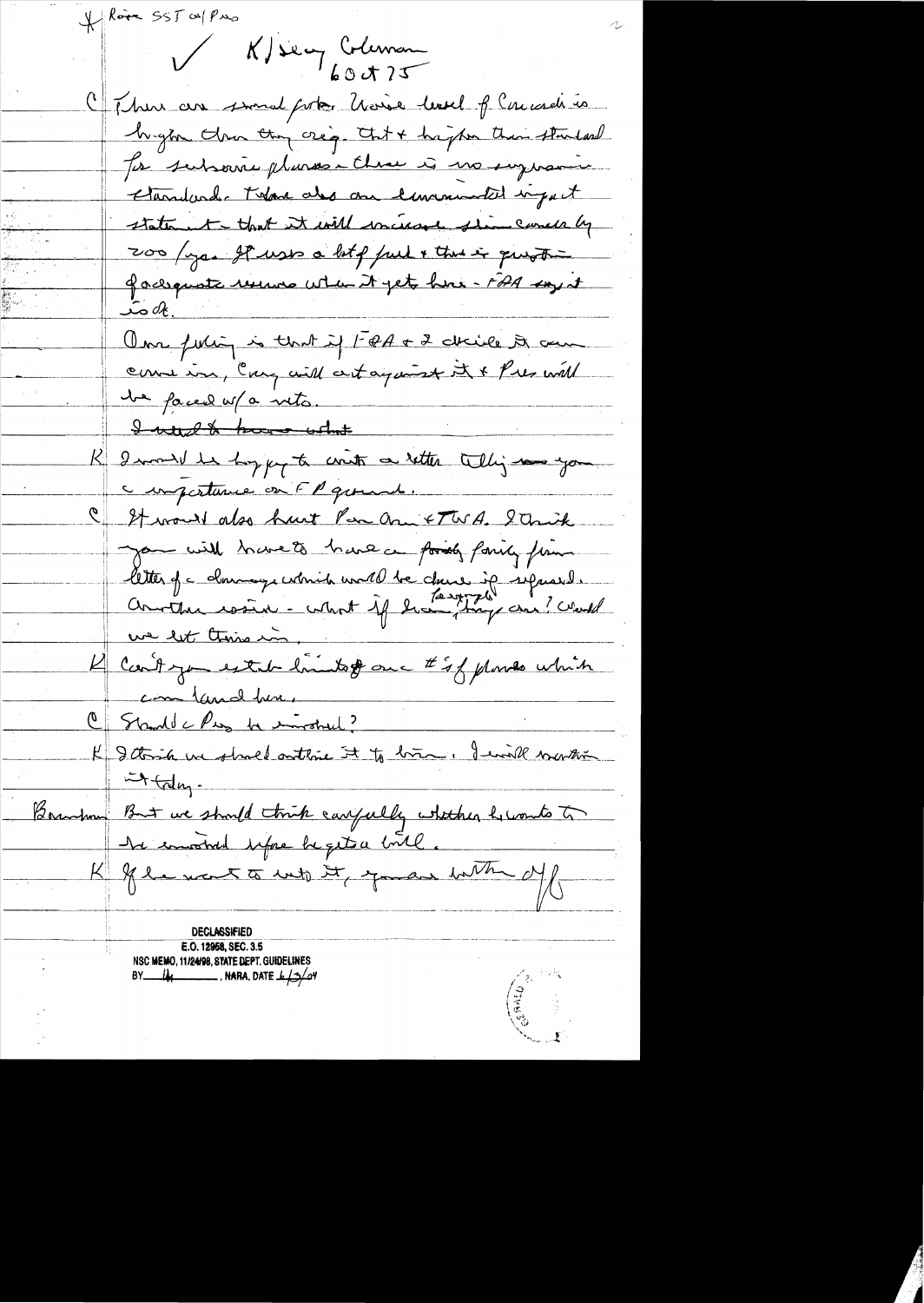X Rose SST of Pres

✓ K/Secy Coleman
60 ct 75

C There are several factors. Noise level of Concorde is higher than they orig. thot & higher than standard for subsonic planes - there is no supersonic standard. There also an environmental impact statement - that it will increase skin cancer by 200/year. It uses a lot of fuel & there is question of adequate revenue when it gets here - FAA says it is ok.

Our feeling is that if FAA & I decide it can come in, Cong will act against it & Pres will be faced w/ a veto.

~~I want to know what~~

K I would be happy to write a letter telling you c importance on FP grounds.

C It would also hurt Pan Am & TWA. I think you will have to have a pretty [strong] letter of a damage which would be done if refused. Another issue - what if Iran [Aeroflot] came in? Could we let them in.

K Can't you establish limits of one #'s of planes which can land here.

C Should c Pres be involved?

K I think we should outline it to him. I will mention it today.

Bremen But we should think carefully whether he wants to be involved before he gets a bill.

K If he wants to veto it, you can better [do it?]

DECLASSIFIED
E.O. 12958, SEC. 3.5
NSC MEMO, 11/24/98, STATE DEPT. GUIDELINES
BY ___, NARA, DATE 6/3/04